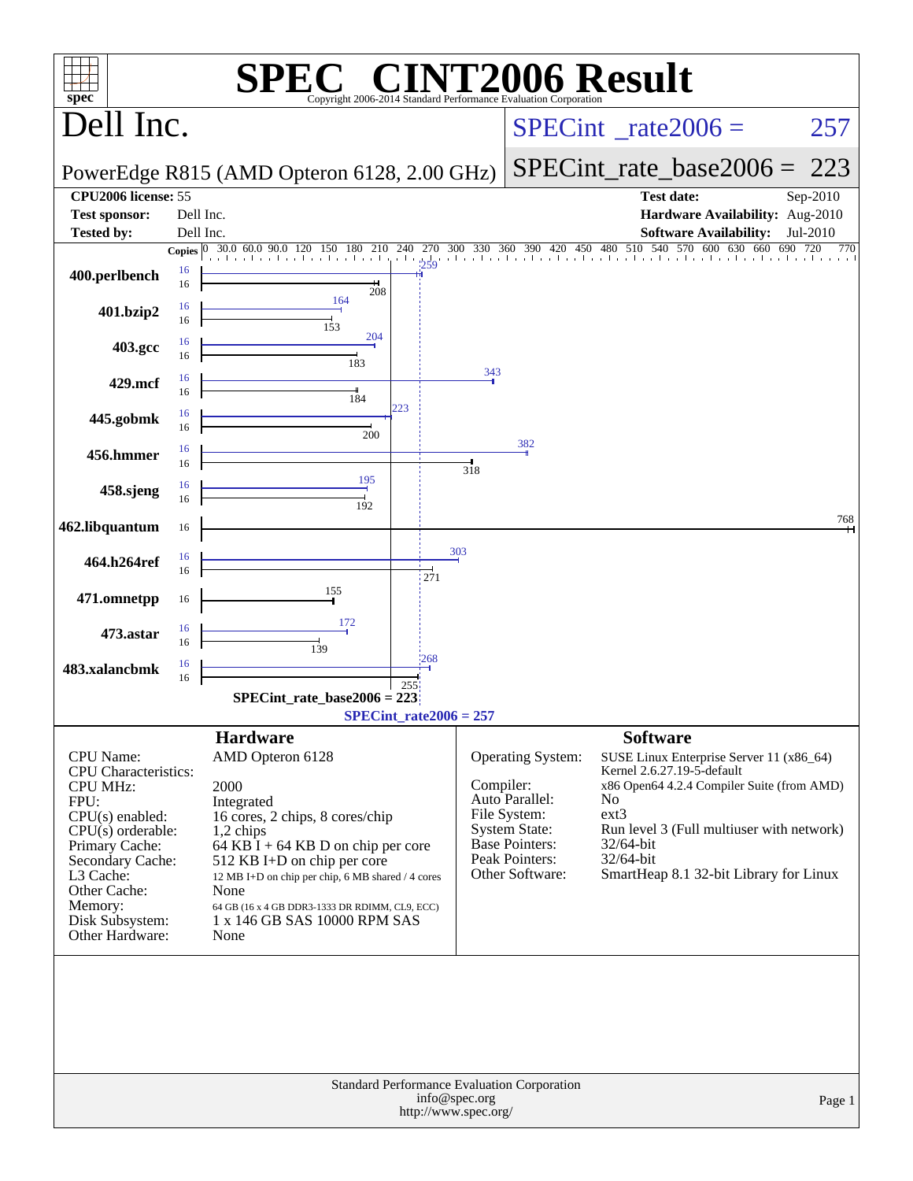# SPEC® CINT2006 Result

Copyright 2006-2014 Standard Performance Evaluation Corporation

## Dell Inc.

PowerEdge R815 (AMD Opteron 6128, 2.00 GHz)

SPECint_rate2006 = 257

SPECint_rate_base2006 = 223

| | | | |
|---|---|---|---|
| **CPU2006 license:** | 55 | **Test date:** | Sep-2010 |
| **Test sponsor:** | Dell Inc. | **Hardware Availability:** | Aug-2010 |
| **Tested by:** | Dell Inc. | **Software Availability:** | Jul-2010 |

| Benchmark | Copies (peak) | Peak | Copies (base) | Base |
|---|---|---|---|---|
| 400.perlbench | 16 | 259 | 16 | 208 |
| 401.bzip2 | 16 | 164 | 16 | 153 |
| 403.gcc | 16 | 204 | 16 | 183 |
| 429.mcf | 16 | 343 | 16 | 184 |
| 445.gobmk | 16 | 223 | 16 | 200 |
| 456.hmmer | 16 | 382 | 16 | 318 |
| 458.sjeng | 16 | 195 | 16 | 192 |
| 462.libquantum | | | 16 | 768 |
| 464.h264ref | 16 | 303 | 16 | 271 |
| 471.omnetpp | | | 16 | 155 |
| 473.astar | 16 | 172 | 16 | 139 |
| 483.xalancbmk | 16 | 268 | 16 | 255 |

SPECint_rate_base2006 = 223

SPECint_rate2006 = 257

## Hardware

| | |
|---|---|
| CPU Name: | AMD Opteron 6128 |
| CPU Characteristics: | |
| CPU MHz: | 2000 |
| FPU: | Integrated |
| CPU(s) enabled: | 16 cores, 2 chips, 8 cores/chip |
| CPU(s) orderable: | 1,2 chips |
| Primary Cache: | 64 KB I + 64 KB D on chip per core |
| Secondary Cache: | 512 KB I+D on chip per core |
| L3 Cache: | 12 MB I+D on chip per chip, 6 MB shared / 4 cores |
| Other Cache: | None |
| Memory: | 64 GB (16 x 4 GB DDR3-1333 DR RDIMM, CL9, ECC) |
| Disk Subsystem: | 1 x 146 GB SAS 10000 RPM SAS |
| Other Hardware: | None |

## Software

| | |
|---|---|
| Operating System: | SUSE Linux Enterprise Server 11 (x86_64) Kernel 2.6.27.19-5-default |
| Compiler: | x86 Open64 4.2.4 Compiler Suite (from AMD) |
| Auto Parallel: | No |
| File System: | ext3 |
| System State: | Run level 3 (Full multiuser with network) |
| Base Pointers: | 32/64-bit |
| Peak Pointers: | 32/64-bit |
| Other Software: | SmartHeap 8.1 32-bit Library for Linux |

Standard Performance Evaluation Corporation
info@spec.org
http://www.spec.org/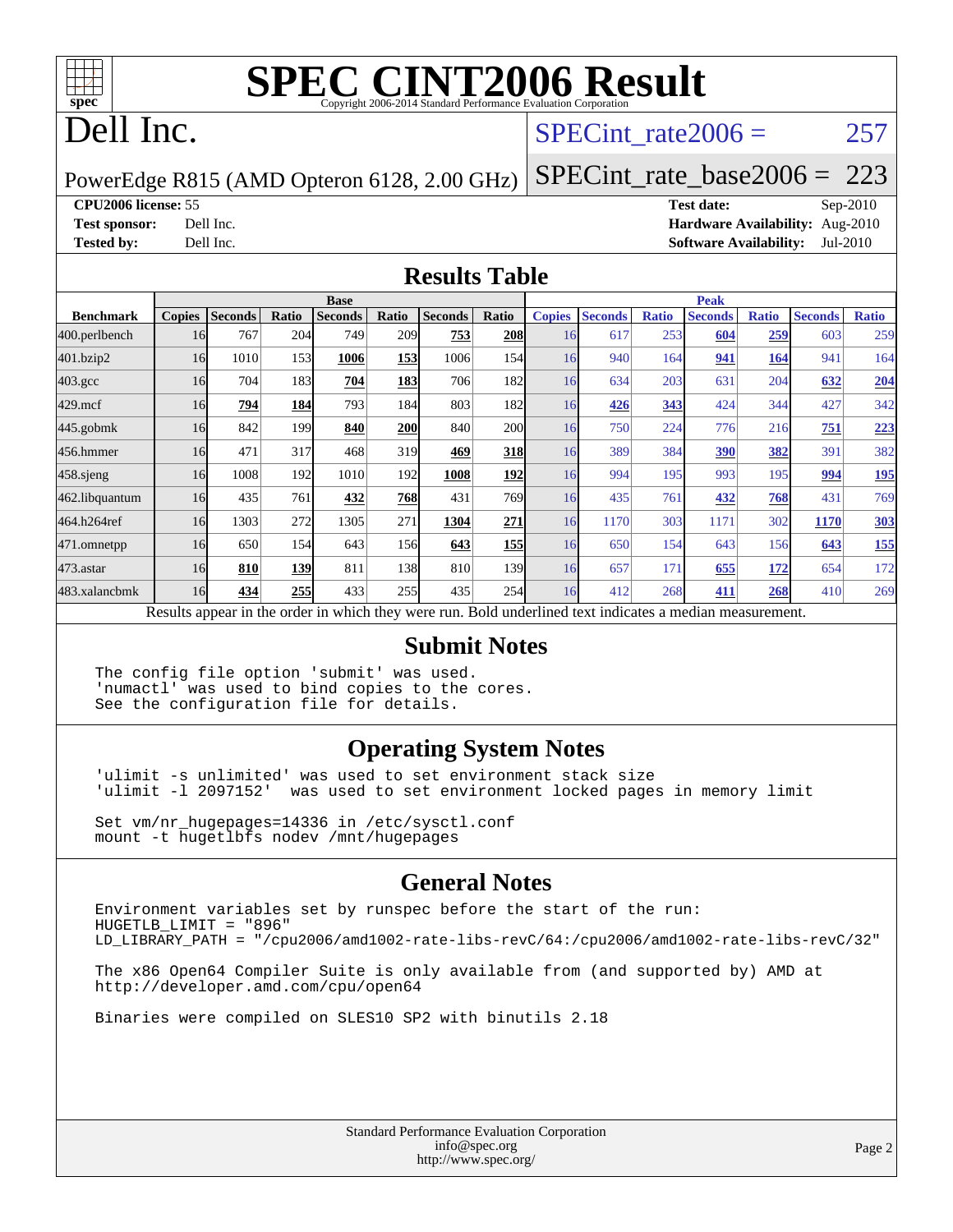# SPEC CINT2006 Result

Copyright 2006-2014 Standard Performance Evaluation Corporation

## Dell Inc.

PowerEdge R815 (AMD Opteron 6128, 2.00 GHz)

SPECint_rate2006 = 257

SPECint_rate_base2006 = 223

**CPU2006 license:** 55
**Test sponsor:** Dell Inc.
**Tested by:** Dell Inc.

**Test date:** Sep-2010
**Hardware Availability:** Aug-2010
**Software Availability:** Jul-2010

## Results Table

| Benchmark | Base | | | | | | | Peak | | | | | | |
|---|---|---|---|---|---|---|---|---|---|---|---|---|---|---|
| | Copies | Seconds | Ratio | Seconds | Ratio | Seconds | Ratio | Copies | Seconds | Ratio | Seconds | Ratio | Seconds | Ratio |
| 400.perlbench | 16 | 767 | 204 | 749 | 209 | **753** | **208** | 16 | 617 | 253 | **604** | **259** | 603 | 259 |
| 401.bzip2 | 16 | 1010 | 153 | **1006** | **153** | 1006 | 154 | 16 | 940 | 164 | **941** | **164** | 941 | 164 |
| 403.gcc | 16 | 704 | 183 | **704** | **183** | 706 | 182 | 16 | 634 | 203 | 631 | 204 | **632** | **204** |
| 429.mcf | 16 | **794** | **184** | 793 | 184 | 803 | 182 | 16 | **426** | **343** | 424 | 344 | 427 | 342 |
| 445.gobmk | 16 | 842 | 199 | **840** | **200** | 840 | 200 | 16 | 750 | 224 | 776 | 216 | **751** | **223** |
| 456.hmmer | 16 | 471 | 317 | 468 | 319 | **469** | **318** | 16 | 389 | 384 | **390** | **382** | 391 | 382 |
| 458.sjeng | 16 | 1008 | 192 | 1010 | 192 | **1008** | **192** | 16 | 994 | 195 | 993 | 195 | **994** | **195** |
| 462.libquantum | 16 | 435 | 761 | **432** | **768** | 431 | 769 | 16 | 435 | 761 | **432** | **768** | 431 | 769 |
| 464.h264ref | 16 | 1303 | 272 | 1305 | 271 | **1304** | **271** | 16 | 1170 | 303 | 1171 | 302 | **1170** | **303** |
| 471.omnetpp | 16 | 650 | 154 | 643 | 156 | **643** | **155** | 16 | 650 | 154 | 643 | 156 | **643** | **155** |
| 473.astar | 16 | **810** | **139** | 811 | 138 | 810 | 139 | 16 | 657 | 171 | **655** | **172** | 654 | 172 |
| 483.xalancbmk | 16 | **434** | **255** | 433 | 255 | 435 | 254 | 16 | 412 | 268 | **411** | **268** | 410 | 269 |

Results appear in the order in which they were run. Bold underlined text indicates a median measurement.

## Submit Notes

```
The config file option 'submit' was used.
'numactl' was used to bind copies to the cores.
See the configuration file for details.
```

## Operating System Notes

```
'ulimit -s unlimited' was used to set environment stack size
'ulimit -l 2097152'  was used to set environment locked pages in memory limit

Set vm/nr_hugepages=14336 in /etc/sysctl.conf
mount -t hugetlbfs nodev /mnt/hugepages
```

## General Notes

```
Environment variables set by runspec before the start of the run:
HUGETLB_LIMIT = "896"
LD_LIBRARY_PATH = "/cpu2006/amd1002-rate-libs-revC/64:/cpu2006/amd1002-rate-libs-revC/32"

The x86 Open64 Compiler Suite is only available from (and supported by) AMD at
http://developer.amd.com/cpu/open64

Binaries were compiled on SLES10 SP2 with binutils 2.18
```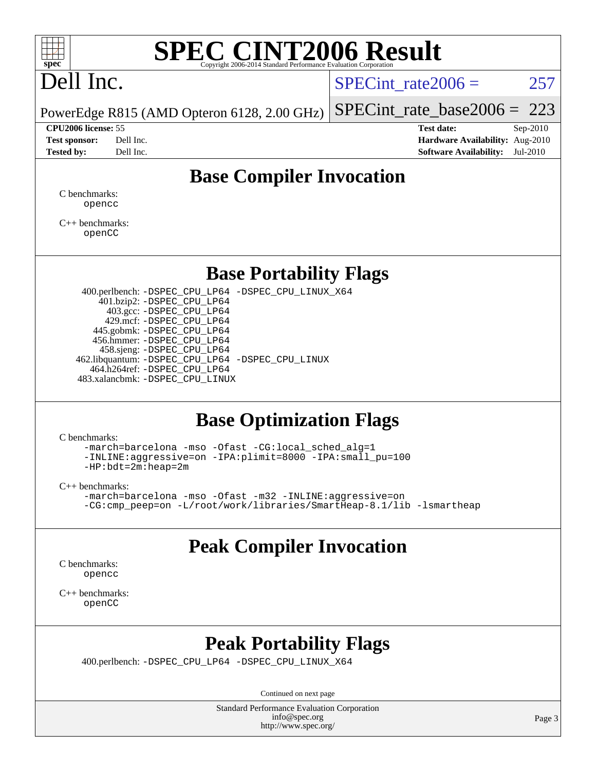# Base Compiler Invocation

C benchmarks:
opencc

C++ benchmarks:
openCC

# Base Portability Flags

400.perlbench: -DSPEC_CPU_LP64 -DSPEC_CPU_LINUX_X64
401.bzip2: -DSPEC_CPU_LP64
403.gcc: -DSPEC_CPU_LP64
429.mcf: -DSPEC_CPU_LP64
445.gobmk: -DSPEC_CPU_LP64
456.hmmer: -DSPEC_CPU_LP64
458.sjeng: -DSPEC_CPU_LP64
462.libquantum: -DSPEC_CPU_LP64 -DSPEC_CPU_LINUX
464.h264ref: -DSPEC_CPU_LP64
483.xalancbmk: -DSPEC_CPU_LINUX

# Base Optimization Flags

C benchmarks:

```
-march=barcelona -mso -Ofast -CG:local_sched_alg=1
-INLINE:aggressive=on -IPA:plimit=8000 -IPA:small_pu=100
-HP:bdt=2m:heap=2m
```

C++ benchmarks:

```
-march=barcelona -mso -Ofast -m32 -INLINE:aggressive=on
-CG:cmp_peep=on -L/root/work/libraries/SmartHeap-8.1/lib -lsmartheap
```

# Peak Compiler Invocation

C benchmarks:
opencc

C++ benchmarks:
openCC

# Peak Portability Flags

400.perlbench: -DSPEC_CPU_LP64 -DSPEC_CPU_LINUX_X64

Continued on next page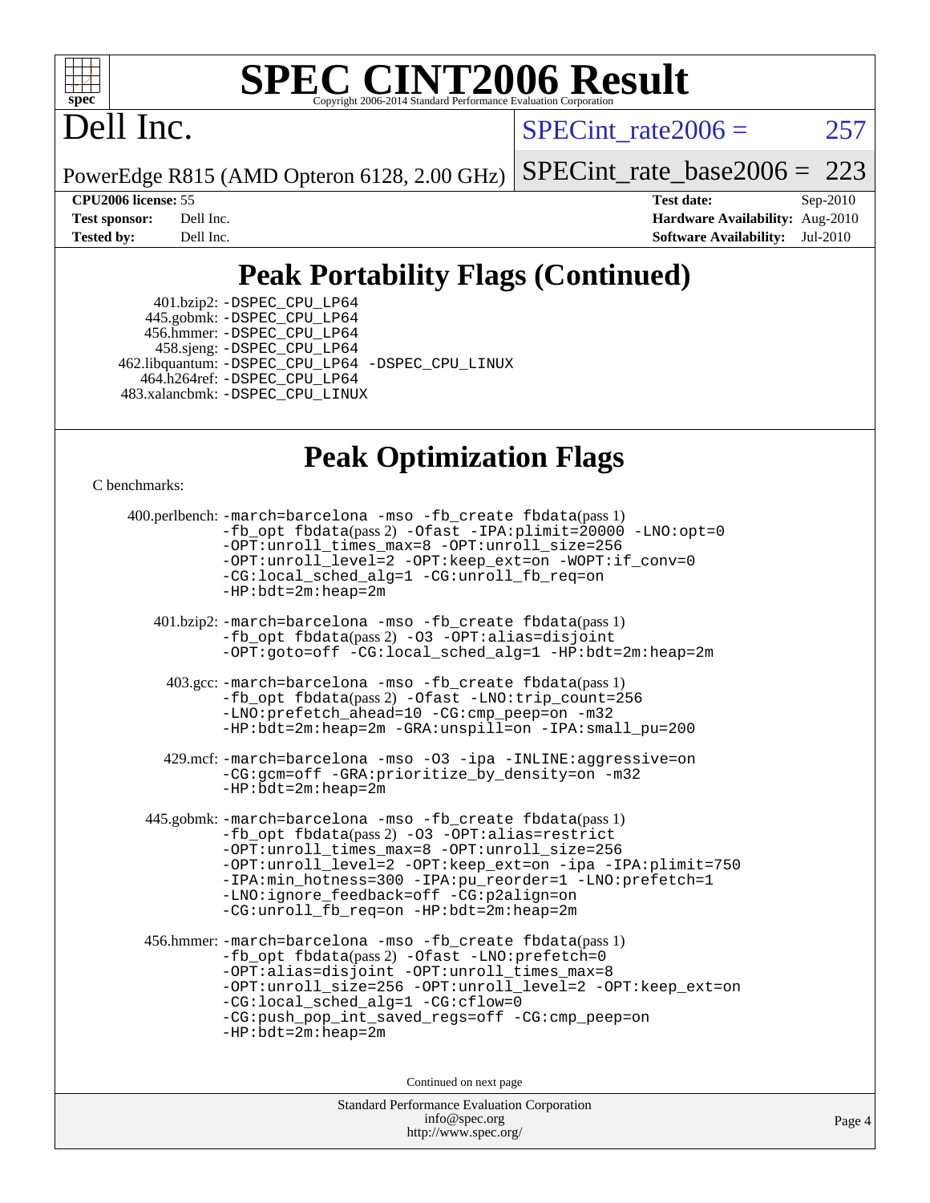# Peak Portability Flags (Continued)

401.bzip2: -DSPEC_CPU_LP64
445.gobmk: -DSPEC_CPU_LP64
456.hmmer: -DSPEC_CPU_LP64
458.sjeng: -DSPEC_CPU_LP64
462.libquantum: -DSPEC_CPU_LP64 -DSPEC_CPU_LINUX
464.h264ref: -DSPEC_CPU_LP64
483.xalancbmk: -DSPEC_CPU_LINUX

# Peak Optimization Flags

C benchmarks:

400.perlbench: -march=barcelona -mso -fb_create fbdata(pass 1) -fb_opt fbdata(pass 2) -Ofast -IPA:plimit=20000 -LNO:opt=0 -OPT:unroll_times_max=8 -OPT:unroll_size=256 -OPT:unroll_level=2 -OPT:keep_ext=on -WOPT:if_conv=0 -CG:local_sched_alg=1 -CG:unroll_fb_req=on -HP:bdt=2m:heap=2m

401.bzip2: -march=barcelona -mso -fb_create fbdata(pass 1) -fb_opt fbdata(pass 2) -O3 -OPT:alias=disjoint -OPT:goto=off -CG:local_sched_alg=1 -HP:bdt=2m:heap=2m

403.gcc: -march=barcelona -mso -fb_create fbdata(pass 1) -fb_opt fbdata(pass 2) -Ofast -LNO:trip_count=256 -LNO:prefetch_ahead=10 -CG:cmp_peep=on -m32 -HP:bdt=2m:heap=2m -GRA:unspill=on -IPA:small_pu=200

429.mcf: -march=barcelona -mso -O3 -ipa -INLINE:aggressive=on -CG:gcm=off -GRA:prioritize_by_density=on -m32 -HP:bdt=2m:heap=2m

445.gobmk: -march=barcelona -mso -fb_create fbdata(pass 1) -fb_opt fbdata(pass 2) -O3 -OPT:alias=restrict -OPT:unroll_times_max=8 -OPT:unroll_size=256 -OPT:unroll_level=2 -OPT:keep_ext=on -ipa -IPA:plimit=750 -IPA:min_hotness=300 -IPA:pu_reorder=1 -LNO:prefetch=1 -LNO:ignore_feedback=off -CG:p2align=on -CG:unroll_fb_req=on -HP:bdt=2m:heap=2m

456.hmmer: -march=barcelona -mso -fb_create fbdata(pass 1) -fb_opt fbdata(pass 2) -Ofast -LNO:prefetch=0 -OPT:alias=disjoint -OPT:unroll_times_max=8 -OPT:unroll_size=256 -OPT:unroll_level=2 -OPT:keep_ext=on -CG:local_sched_alg=1 -CG:cflow=0 -CG:push_pop_int_saved_regs=off -CG:cmp_peep=on -HP:bdt=2m:heap=2m

Continued on next page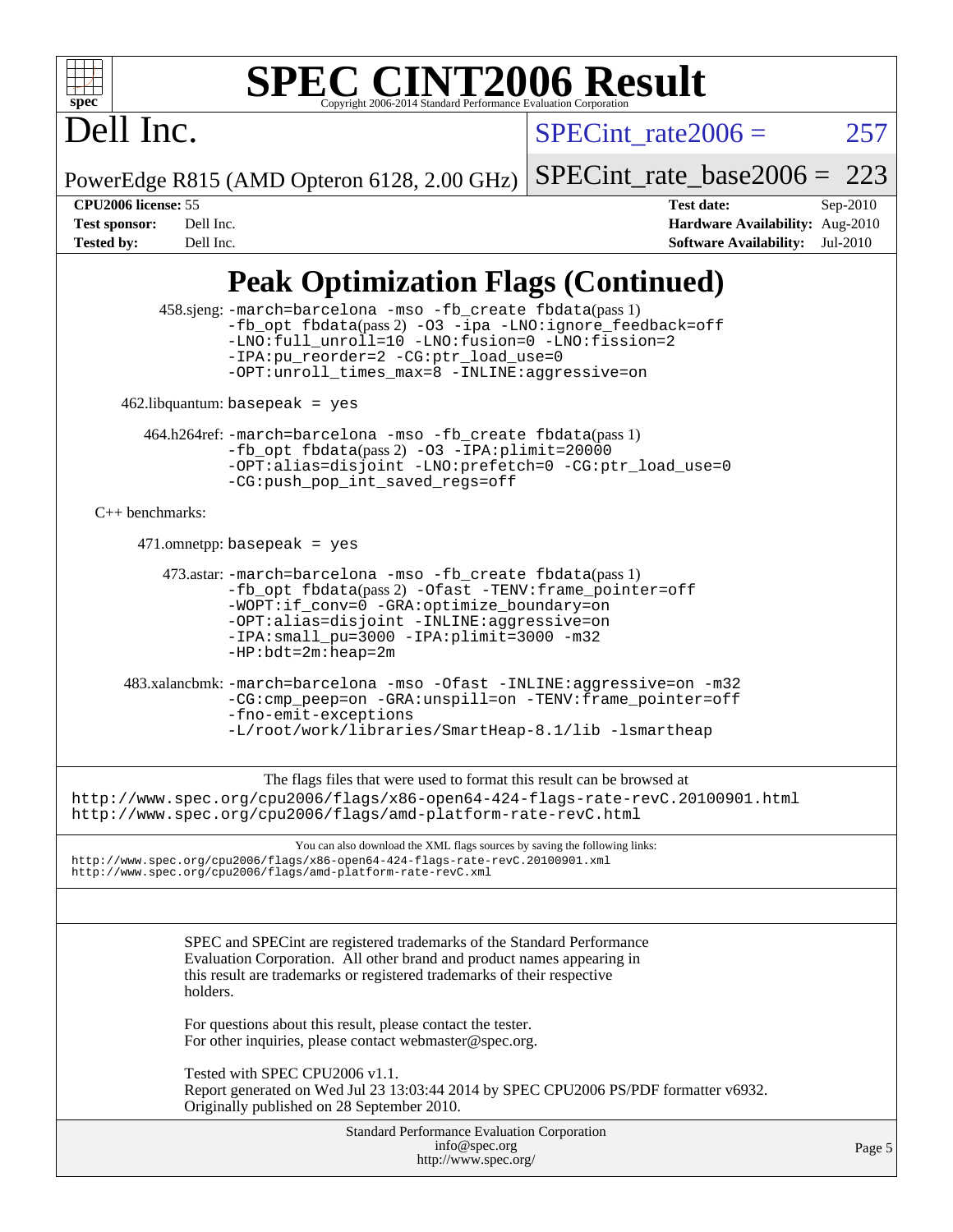# Peak Optimization Flags (Continued)

458.sjeng: -march=barcelona -mso -fb_create fbdata(pass 1)
-fb_opt fbdata(pass 2) -O3 -ipa -LNO:ignore_feedback=off
-LNO:full_unroll=10 -LNO:fusion=0 -LNO:fission=2
-IPA:pu_reorder=2 -CG:ptr_load_use=0
-OPT:unroll_times_max=8 -INLINE:aggressive=on

462.libquantum: basepeak = yes

464.h264ref: -march=barcelona -mso -fb_create fbdata(pass 1)
-fb_opt fbdata(pass 2) -O3 -IPA:plimit=20000
-OPT:alias=disjoint -LNO:prefetch=0 -CG:ptr_load_use=0
-CG:push_pop_int_saved_regs=off

C++ benchmarks:

471.omnetpp: basepeak = yes

473.astar: -march=barcelona -mso -fb_create fbdata(pass 1)
-fb_opt fbdata(pass 2) -Ofast -TENV:frame_pointer=off
-WOPT:if_conv=0 -GRA:optimize_boundary=on
-OPT:alias=disjoint -INLINE:aggressive=on
-IPA:small_pu=3000 -IPA:plimit=3000 -m32
-HP:bdt=2m:heap=2m

483.xalancbmk: -march=barcelona -mso -Ofast -INLINE:aggressive=on -m32
-CG:cmp_peep=on -GRA:unspill=on -TENV:frame_pointer=off
-fno-emit-exceptions
-L/root/work/libraries/SmartHeap-8.1/lib -lsmartheap

The flags files that were used to format this result can be browsed at
http://www.spec.org/cpu2006/flags/x86-open64-424-flags-rate-revC.20100901.html
http://www.spec.org/cpu2006/flags/amd-platform-rate-revC.html

You can also download the XML flags sources by saving the following links:
http://www.spec.org/cpu2006/flags/x86-open64-424-flags-rate-revC.20100901.xml
http://www.spec.org/cpu2006/flags/amd-platform-rate-revC.xml

SPEC and SPECint are registered trademarks of the Standard Performance Evaluation Corporation. All other brand and product names appearing in this result are trademarks or registered trademarks of their respective holders.

For questions about this result, please contact the tester.
For other inquiries, please contact webmaster@spec.org.

Tested with SPEC CPU2006 v1.1.
Report generated on Wed Jul 23 13:03:44 2014 by SPEC CPU2006 PS/PDF formatter v6932.
Originally published on 28 September 2010.